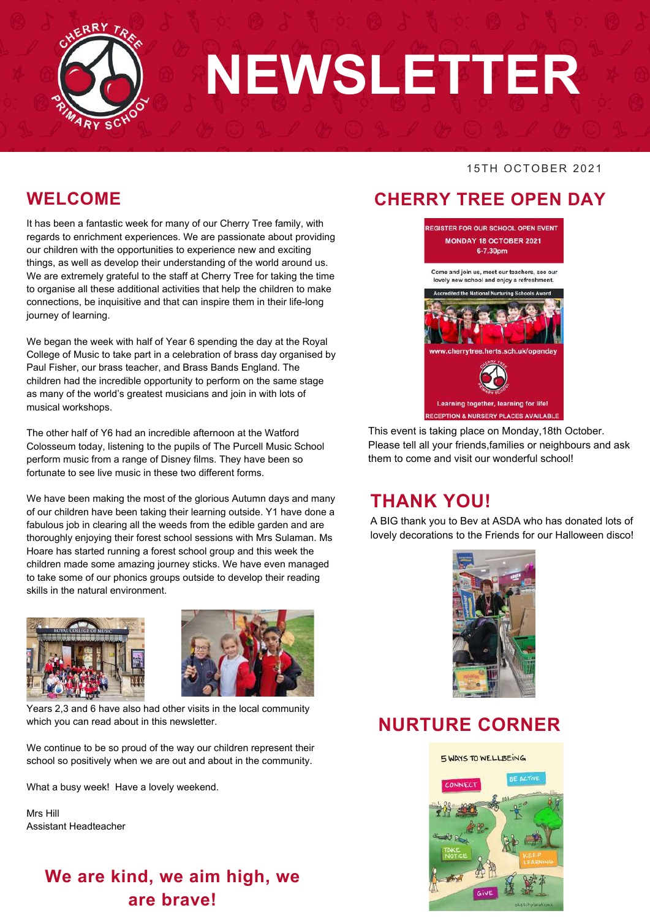# NEWSLETTER

15TH OCTOBER 2021

## WELCOME

It has been a fantastic week for many of our Cherry Tree family, with regards to enrichment experiences. We are passionate about providing our children with the opportunities to experience new and exciting things, as well as develop their understanding of the world around us. We are extremely grateful to the staff at Cherry Tree for taking the time to organise all these additional activities that help the children to make connections, be inquisitive and that can inspire them in their life-long journey of learning.

We began the week with half of Year 6 spending the day at the Royal College of Music to take part in a celebration of brass day organised by Paul Fisher, our brass teacher, and Brass Bands England. The children had the incredible opportunity to perform on the same stage as many of the world's greatest musicians and join in with lots of musical workshops.

The other half of Y6 had an incredible afternoon at the Watford Colosseum today, listening to the pupils of The Purcell Music School perform music from a range of Disney films. They have been so fortunate to see live music in these two different forms.

We have been making the most of the glorious Autumn days and many of our children have been taking their learning outside. Y1 have done a fabulous job in clearing all the weeds from the edible garden and are thoroughly enjoying their forest school sessions with Mrs Sulaman. Ms Hoare has started running a forest school group and this week the children made some amazing journey sticks. We have even managed to take some of our phonics groups outside to develop their reading skills in the natural environment.

Years 2,3 and 6 have also had other visits in the local community which you can read about in this newsletter.

We continue to be so proud of the way our children represent their school so positively when we are out and about in the community.

What a busy week! Have a lovely weekend.

Mrs Hill
Assistant Headteacher

**We are kind, we aim high, we are brave!**

## CHERRY TREE OPEN DAY

REGISTER FOR OUR SCHOOL OPEN EVENT
MONDAY 18 OCTOBER 2021
6-7.30pm

Come and join us, meet our teachers, see our lovely new school and enjoy a refreshment.

Accredited the National Nurturing Schools Award

www.cherrytree.herts.sch.uk/openday

Learning together, learning for life!

RECEPTION & NURSERY PLACES AVAILABLE

This event is taking place on Monday,18th October. Please tell all your friends,families or neighbours and ask them to come and visit our wonderful school!

## THANK YOU!

A BIG thank you to Bev at ASDA who has donated lots of lovely decorations to the Friends for our Halloween disco!

## NURTURE CORNER

5 WAYS TO WELLBEING

CONNECT

BE ACTIVE

TAKE NOTICE

KEEP LEARNING

GIVE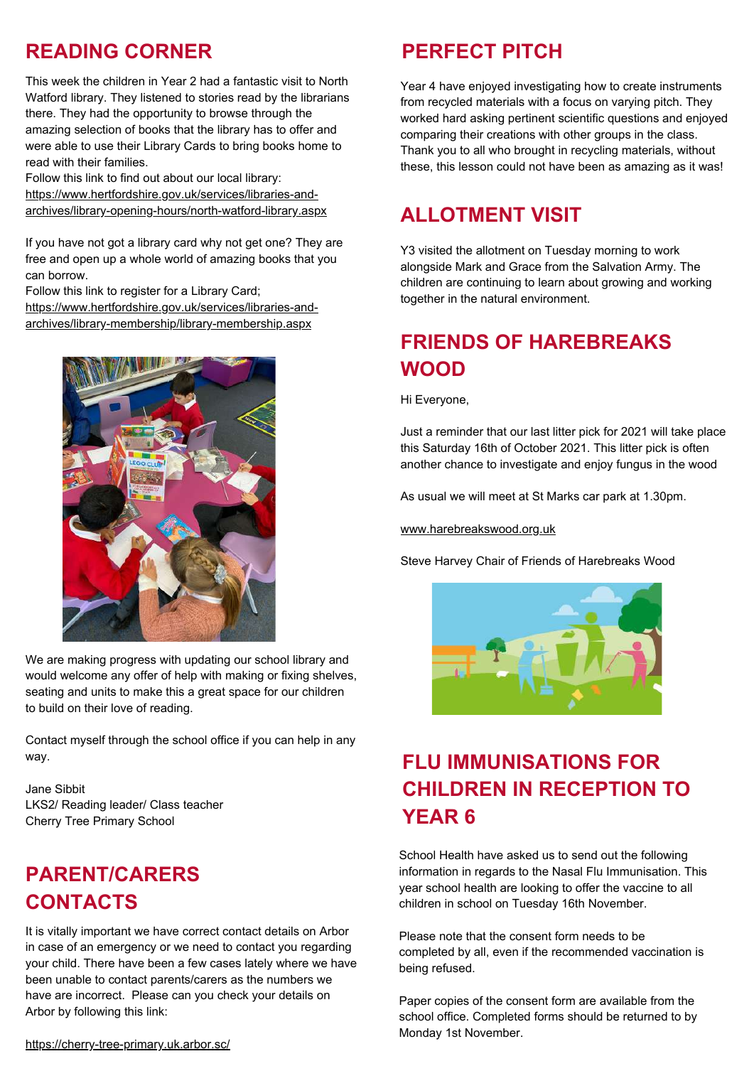## READING CORNER

This week the children in Year 2 had a fantastic visit to North Watford library. They listened to stories read by the librarians there. They had the opportunity to browse through the amazing selection of books that the library has to offer and were able to use their Library Cards to bring books home to read with their families.
Follow this link to find out about our local library:
https://www.hertfordshire.gov.uk/services/libraries-and-archives/library-opening-hours/north-watford-library.aspx

If you have not got a library card why not get one? They are free and open up a whole world of amazing books that you can borrow.
Follow this link to register for a Library Card;
https://www.hertfordshire.gov.uk/services/libraries-and-archives/library-membership/library-membership.aspx

We are making progress with updating our school library and would welcome any offer of help with making or fixing shelves, seating and units to make this a great space for our children to build on their love of reading.

Contact myself through the school office if you can help in any way.

Jane Sibbit
LKS2/ Reading leader/ Class teacher
Cherry Tree Primary School

## PARENT/CARERS CONTACTS

It is vitally important we have correct contact details on Arbor in case of an emergency or we need to contact you regarding your child. There have been a few cases lately where we have been unable to contact parents/carers as the numbers we have are incorrect. Please can you check your details on Arbor by following this link:

https://cherry-tree-primary.uk.arbor.sc/

## PERFECT PITCH

Year 4 have enjoyed investigating how to create instruments from recycled materials with a focus on varying pitch. They worked hard asking pertinent scientific questions and enjoyed comparing their creations with other groups in the class. Thank you to all who brought in recycling materials, without these, this lesson could not have been as amazing as it was!

## ALLOTMENT VISIT

Y3 visited the allotment on Tuesday morning to work alongside Mark and Grace from the Salvation Army. The children are continuing to learn about growing and working together in the natural environment.

## FRIENDS OF HAREBREAKS WOOD

Hi Everyone,

Just a reminder that our last litter pick for 2021 will take place this Saturday 16th of October 2021. This litter pick is often another chance to investigate and enjoy fungus in the wood

As usual we will meet at St Marks car park at 1.30pm.

www.harebreakswood.org.uk

Steve Harvey Chair of Friends of Harebreaks Wood

## FLU IMMUNISATIONS FOR CHILDREN IN RECEPTION TO YEAR 6

School Health have asked us to send out the following information in regards to the Nasal Flu Immunisation. This year school health are looking to offer the vaccine to all children in school on Tuesday 16th November.

Please note that the consent form needs to be completed by all, even if the recommended vaccination is being refused.

Paper copies of the consent form are available from the school office. Completed forms should be returned to by Monday 1st November.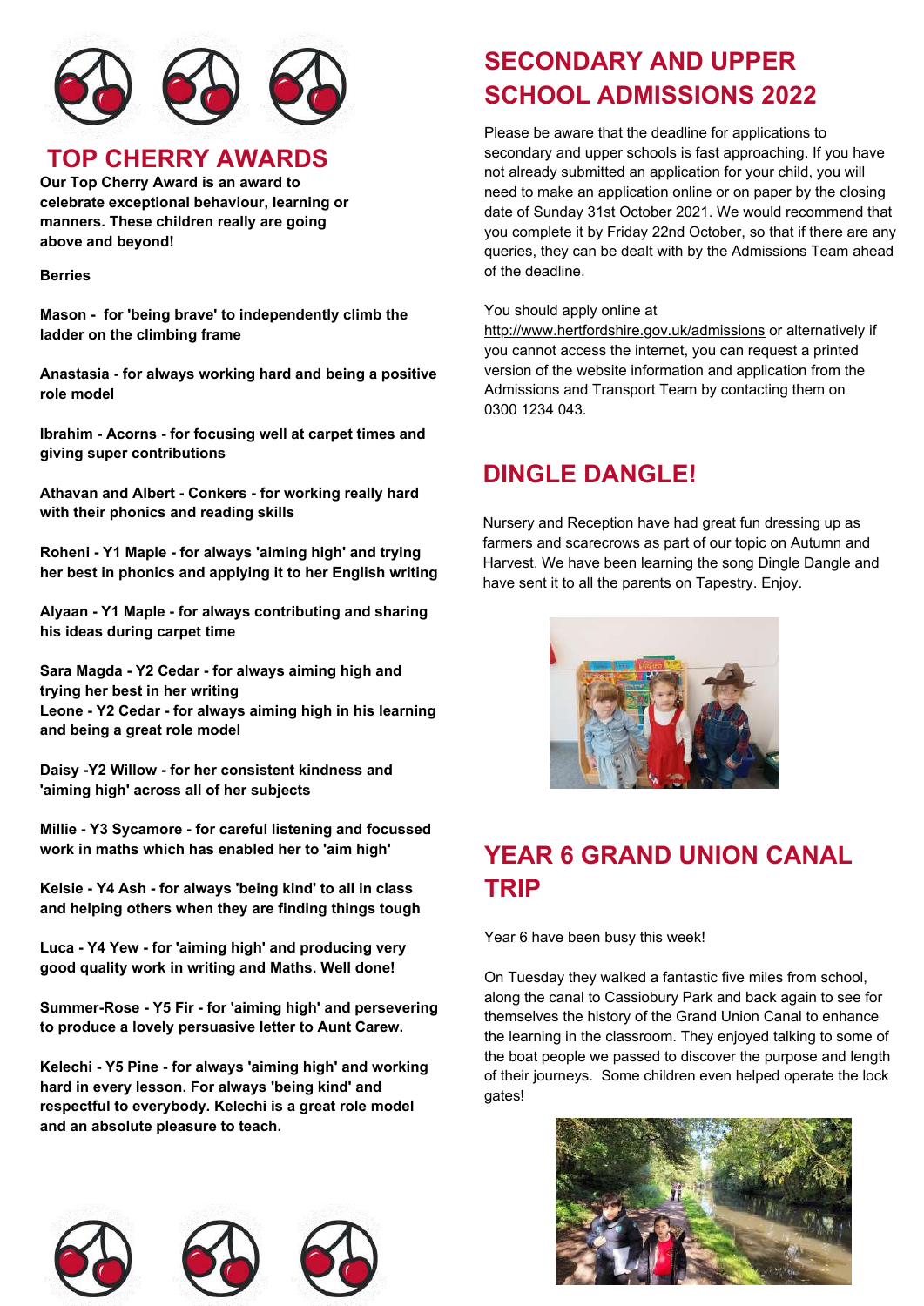## TOP CHERRY AWARDS

**Our Top Cherry Award is an award to celebrate exceptional behaviour, learning or manners. These children really are going above and beyond!**

**Berries**

**Mason - for 'being brave' to independently climb the ladder on the climbing frame**

**Anastasia - for always working hard and being a positive role model**

**Ibrahim - Acorns - for focusing well at carpet times and giving super contributions**

**Athavan and Albert - Conkers - for working really hard with their phonics and reading skills**

**Roheni - Y1 Maple - for always 'aiming high' and trying her best in phonics and applying it to her English writing**

**Alyaan - Y1 Maple - for always contributing and sharing his ideas during carpet time**

**Sara Magda - Y2 Cedar - for always aiming high and trying her best in her writing**
**Leone - Y2 Cedar - for always aiming high in his learning and being a great role model**

**Daisy -Y2 Willow - for her consistent kindness and 'aiming high' across all of her subjects**

**Millie - Y3 Sycamore - for careful listening and focussed work in maths which has enabled her to 'aim high'**

**Kelsie - Y4 Ash - for always 'being kind' to all in class and helping others when they are finding things tough**

**Luca - Y4 Yew - for 'aiming high' and producing very good quality work in writing and Maths. Well done!**

**Summer-Rose - Y5 Fir - for 'aiming high' and persevering to produce a lovely persuasive letter to Aunt Carew.**

**Kelechi - Y5 Pine - for always 'aiming high' and working hard in every lesson. For always 'being kind' and respectful to everybody. Kelechi is a great role model and an absolute pleasure to teach.**

## SECONDARY AND UPPER SCHOOL ADMISSIONS 2022

Please be aware that the deadline for applications to secondary and upper schools is fast approaching. If you have not already submitted an application for your child, you will need to make an application online or on paper by the closing date of Sunday 31st October 2021. We would recommend that you complete it by Friday 22nd October, so that if there are any queries, they can be dealt with by the Admissions Team ahead of the deadline.

You should apply online at http://www.hertfordshire.gov.uk/admissions or alternatively if you cannot access the internet, you can request a printed version of the website information and application from the Admissions and Transport Team by contacting them on 0300 1234 043.

## DINGLE DANGLE!

Nursery and Reception have had great fun dressing up as farmers and scarecrows as part of our topic on Autumn and Harvest. We have been learning the song Dingle Dangle and have sent it to all the parents on Tapestry. Enjoy.

## YEAR 6 GRAND UNION CANAL TRIP

Year 6 have been busy this week!

On Tuesday they walked a fantastic five miles from school, along the canal to Cassiobury Park and back again to see for themselves the history of the Grand Union Canal to enhance the learning in the classroom. They enjoyed talking to some of the boat people we passed to discover the purpose and length of their journeys. Some children even helped operate the lock gates!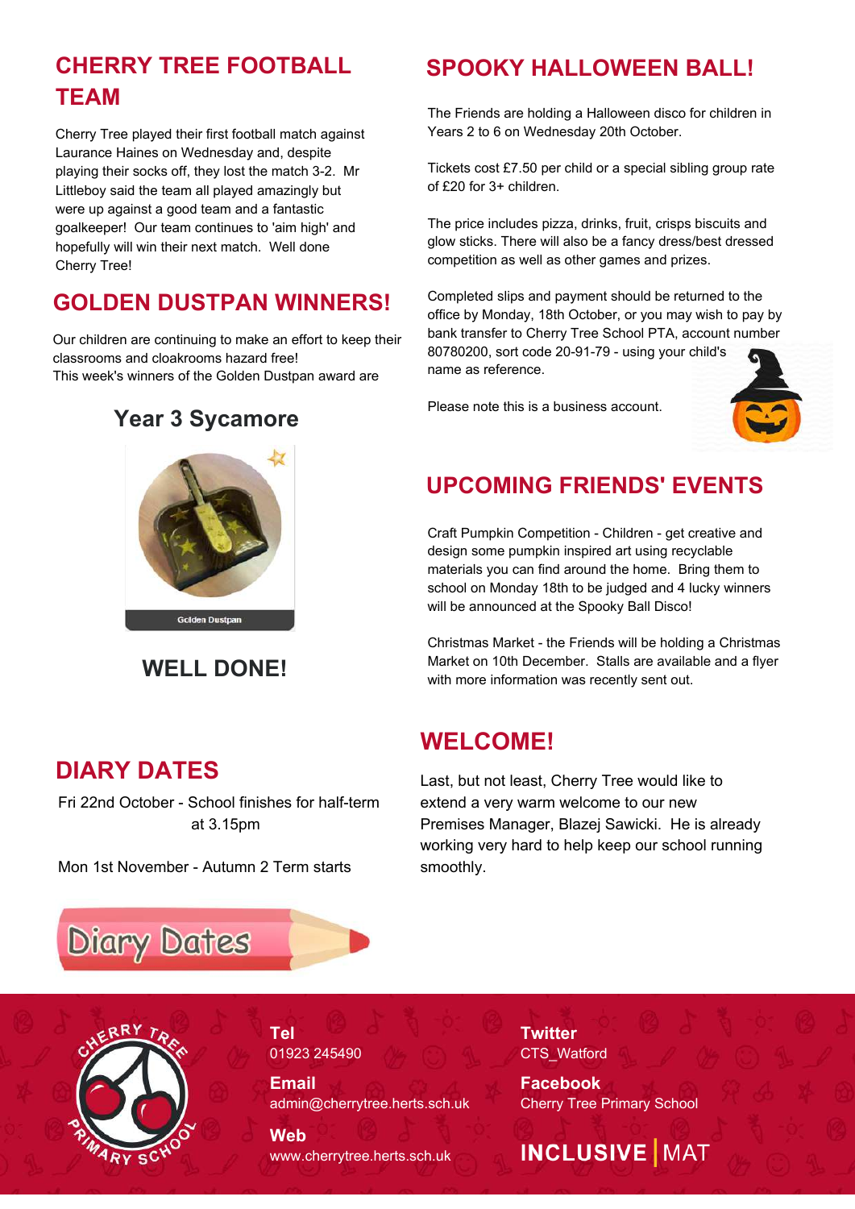## CHERRY TREE FOOTBALL TEAM

Cherry Tree played their first football match against Laurance Haines on Wednesday and, despite playing their socks off, they lost the match 3-2. Mr Littleboy said the team all played amazingly but were up against a good team and a fantastic goalkeeper! Our team continues to 'aim high' and hopefully will win their next match. Well done Cherry Tree!

## GOLDEN DUSTPAN WINNERS!

Our children are continuing to make an effort to keep their classrooms and cloakrooms hazard free!
This week's winners of the Golden Dustpan award are

### Year 3 Sycamore

Golden Dustpan

### WELL DONE!

## DIARY DATES

Fri 22nd October - School finishes for half-term at 3.15pm

Mon 1st November - Autumn 2 Term starts

Diary Dates

## SPOOKY HALLOWEEN BALL!

The Friends are holding a Halloween disco for children in Years 2 to 6 on Wednesday 20th October.

Tickets cost £7.50 per child or a special sibling group rate of £20 for 3+ children.

The price includes pizza, drinks, fruit, crisps biscuits and glow sticks. There will also be a fancy dress/best dressed competition as well as other games and prizes.

Completed slips and payment should be returned to the office by Monday, 18th October, or you may wish to pay by bank transfer to Cherry Tree School PTA, account number 80780200, sort code 20-91-79 - using your child's name as reference.

Please note this is a business account.

## UPCOMING FRIENDS' EVENTS

Craft Pumpkin Competition - Children - get creative and design some pumpkin inspired art using recyclable materials you can find around the home. Bring them to school on Monday 18th to be judged and 4 lucky winners will be announced at the Spooky Ball Disco!

Christmas Market - the Friends will be holding a Christmas Market on 10th December. Stalls are available and a flyer with more information was recently sent out.

## WELCOME!

Last, but not least, Cherry Tree would like to extend a very warm welcome to our new Premises Manager, Blazej Sawicki. He is already working very hard to help keep our school running smoothly.

CHERRY TREE PRIMARY SCHOOL

**Tel**
01923 245490

**Email**
admin@cherrytree.herts.sch.uk

**Web**
www.cherrytree.herts.sch.uk

**Twitter**
CTS_Watford

**Facebook**
Cherry Tree Primary School

**INCLUSIVE** | MAT